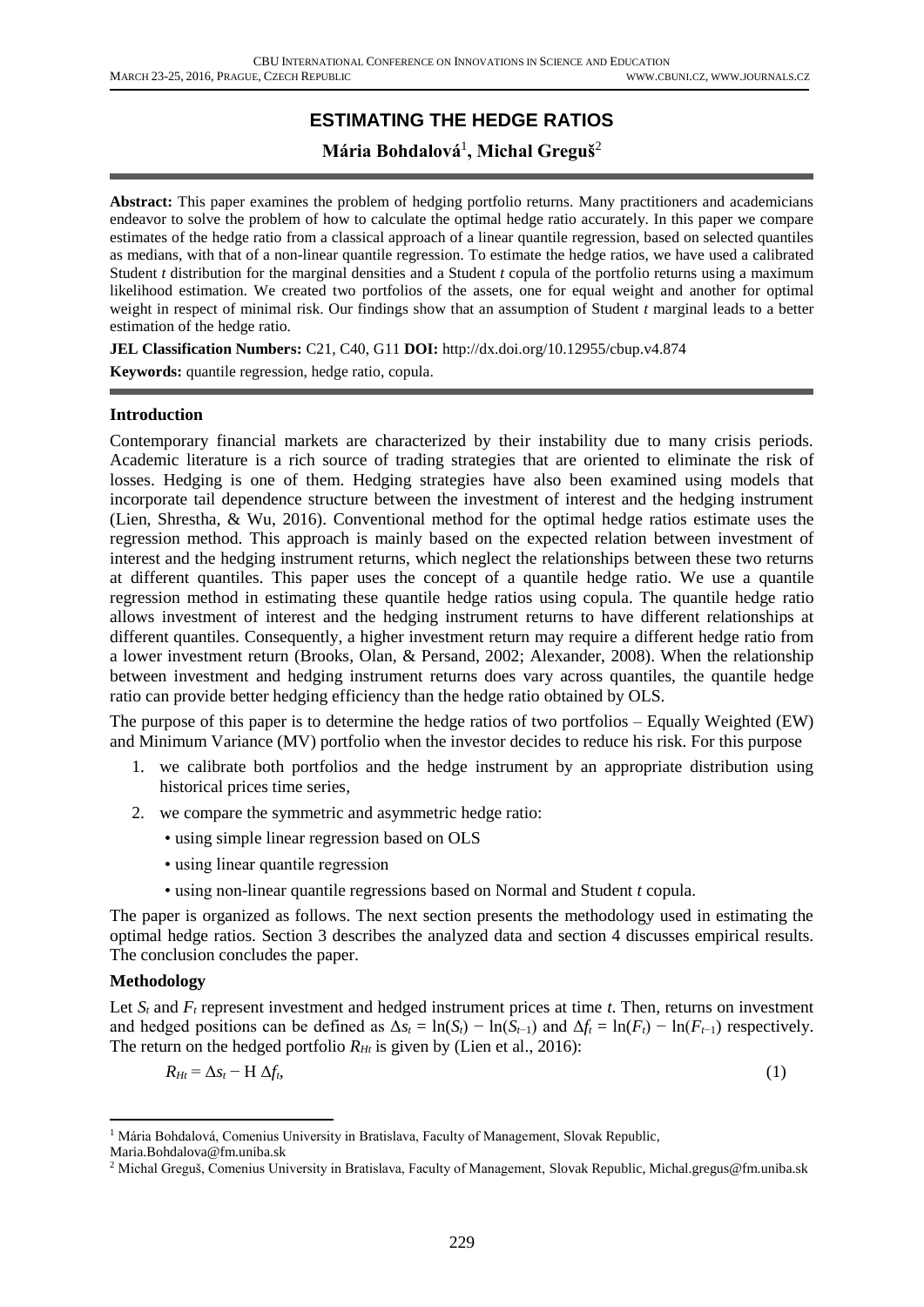# ESTIMATING THE HEDGE RATIOS

**Mária Bohdalová[1], Michal Greguš[2]**

**Abstract:** This paper examines the problem of hedging portfolio returns. Many practitioners and academicians endeavor to solve the problem of how to calculate the optimal hedge ratio accurately. In this paper we compare estimates of the hedge ratio from a classical approach of a linear quantile regression, based on selected quantiles as medians, with that of a non-linear quantile regression. To estimate the hedge ratios, we have used a calibrated Student *t* distribution for the marginal densities and a Student *t* copula of the portfolio returns using a maximum likelihood estimation. We created two portfolios of the assets, one for equal weight and another for optimal weight in respect of minimal risk. Our findings show that an assumption of Student *t* marginal leads to a better estimation of the hedge ratio.

**JEL Classification Numbers:** C21, C40, G11 **DOI:** http://dx.doi.org/10.12955/cbup.v4.874

**Keywords:** quantile regression, hedge ratio, copula.

## Introduction

Contemporary financial markets are characterized by their instability due to many crisis periods. Academic literature is a rich source of trading strategies that are oriented to eliminate the risk of losses. Hedging is one of them. Hedging strategies have also been examined using models that incorporate tail dependence structure between the investment of interest and the hedging instrument (Lien, Shrestha, & Wu, 2016). Conventional method for the optimal hedge ratios estimate uses the regression method. This approach is mainly based on the expected relation between investment of interest and the hedging instrument returns, which neglect the relationships between these two returns at different quantiles. This paper uses the concept of a quantile hedge ratio. We use a quantile regression method in estimating these quantile hedge ratios using copula. The quantile hedge ratio allows investment of interest and the hedging instrument returns to have different relationships at different quantiles. Consequently, a higher investment return may require a different hedge ratio from a lower investment return (Brooks, Olan, & Persand, 2002; Alexander, 2008). When the relationship between investment and hedging instrument returns does vary across quantiles, the quantile hedge ratio can provide better hedging efficiency than the hedge ratio obtained by OLS.

The purpose of this paper is to determine the hedge ratios of two portfolios – Equally Weighted (EW) and Minimum Variance (MV) portfolio when the investor decides to reduce his risk. For this purpose

1. we calibrate both portfolios and the hedge instrument by an appropriate distribution using historical prices time series,
2. we compare the symmetric and asymmetric hedge ratio:
   - using simple linear regression based on OLS
   - using linear quantile regression
   - using non-linear quantile regressions based on Normal and Student *t* copula.

The paper is organized as follows. The next section presents the methodology used in estimating the optimal hedge ratios. Section 3 describes the analyzed data and section 4 discusses empirical results. The conclusion concludes the paper.

## Methodology

Let $S_t$ and $F_t$ represent investment and hedged instrument prices at time $t$. Then, returns on investment and hedged positions can be defined as $\Delta s_t = \ln(S_t) - \ln(S_{t-1})$ and $\Delta f_t = \ln(F_t) - \ln(F_{t-1})$ respectively. The return on the hedged portfolio $R_{Ht}$ is given by (Lien et al., 2016):

$$R_{Ht} = \Delta s_t - \mathrm{H}\,\Delta f_t, \tag{1}$$

[1] Mária Bohdalová, Comenius University in Bratislava, Faculty of Management, Slovak Republic, Maria.Bohdalova@fm.uniba.sk

[2] Michal Greguš, Comenius University in Bratislava, Faculty of Management, Slovak Republic, Michal.gregus@fm.uniba.sk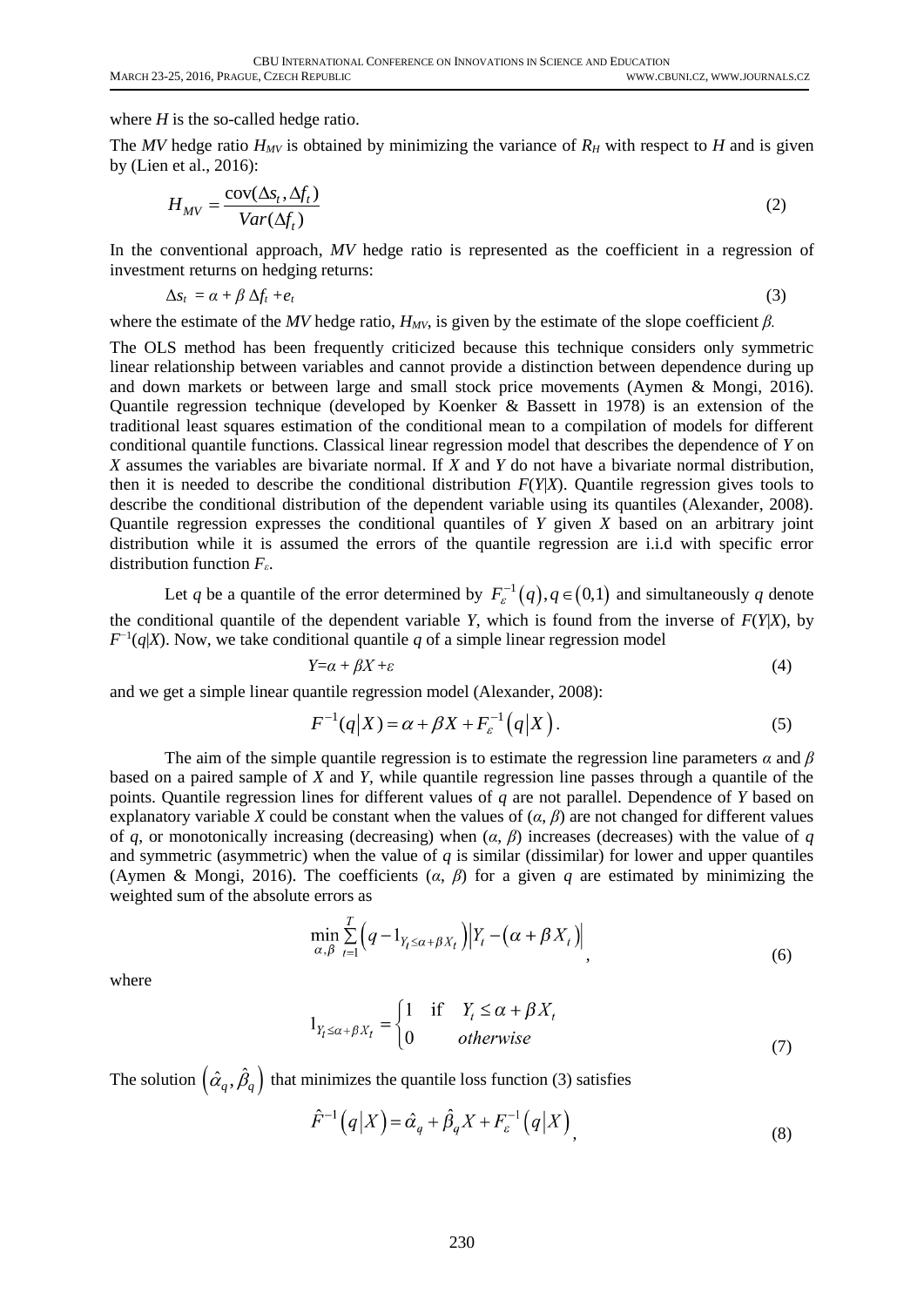where $H$ is the so-called hedge ratio.

The $MV$ hedge ratio $H_{MV}$ is obtained by minimizing the variance of $R_H$ with respect to $H$ and is given by (Lien et al., 2016):

$$H_{MV} = \frac{\text{cov}(\Delta s_t, \Delta f_t)}{Var(\Delta f_t)} \tag{2}$$

In the conventional approach, $MV$ hedge ratio is represented as the coefficient in a regression of investment returns on hedging returns:

$$\Delta s_t = \alpha + \beta \, \Delta f_t + e_t \tag{3}$$

where the estimate of the $MV$ hedge ratio, $H_{MV}$, is given by the estimate of the slope coefficient $\beta$.

The OLS method has been frequently criticized because this technique considers only symmetric linear relationship between variables and cannot provide a distinction between dependence during up and down markets or between large and small stock price movements (Aymen & Mongi, 2016). Quantile regression technique (developed by Koenker & Bassett in 1978) is an extension of the traditional least squares estimation of the conditional mean to a compilation of models for different conditional quantile functions. Classical linear regression model that describes the dependence of $Y$ on $X$ assumes the variables are bivariate normal. If $X$ and $Y$ do not have a bivariate normal distribution, then it is needed to describe the conditional distribution $F(Y|X)$. Quantile regression gives tools to describe the conditional distribution of the dependent variable using its quantiles (Alexander, 2008). Quantile regression expresses the conditional quantiles of $Y$ given $X$ based on an arbitrary joint distribution while it is assumed the errors of the quantile regression are i.i.d with specific error distribution function $F_\varepsilon$.

Let $q$ be a quantile of the error determined by $F_\varepsilon^{-1}(q), q \in (0,1)$ and simultaneously $q$ denote the conditional quantile of the dependent variable $Y$, which is found from the inverse of $F(Y|X)$, by $F^{-1}(q|X)$. Now, we take conditional quantile $q$ of a simple linear regression model

$$Y = \alpha + \beta X + \varepsilon \tag{4}$$

and we get a simple linear quantile regression model (Alexander, 2008):

$$F^{-1}(q|X) = \alpha + \beta X + F_\varepsilon^{-1}(q|X). \tag{5}$$

The aim of the simple quantile regression is to estimate the regression line parameters $\alpha$ and $\beta$ based on a paired sample of $X$ and $Y$, while quantile regression line passes through a quantile of the points. Quantile regression lines for different values of $q$ are not parallel. Dependence of $Y$ based on explanatory variable $X$ could be constant when the values of $(\alpha, \beta)$ are not changed for different values of $q$, or monotonically increasing (decreasing) when $(\alpha, \beta)$ increases (decreases) with the value of $q$ and symmetric (asymmetric) when the value of $q$ is similar (dissimilar) for lower and upper quantiles (Aymen & Mongi, 2016). The coefficients $(\alpha, \beta)$ for a given $q$ are estimated by minimizing the weighted sum of the absolute errors as

$$\min_{\alpha,\beta} \sum_{t=1}^{T} \left(q - 1_{Y_t \le \alpha + \beta X_t}\right) \left|Y_t - \left(\alpha + \beta X_t\right)\right|, \tag{6}$$

where

$$1_{Y_t \le \alpha + \beta X_t} = \begin{cases} 1 & \text{if} \quad Y_t \le \alpha + \beta X_t \\ 0 & otherwise \end{cases} \tag{7}$$

The solution $\left(\hat{\alpha}_q, \hat{\beta}_q\right)$ that minimizes the quantile loss function (3) satisfies

$$\hat{F}^{-1}\left(q|X\right) = \hat{\alpha}_q + \hat{\beta}_q X + F_\varepsilon^{-1}\left(q|X\right), \tag{8}$$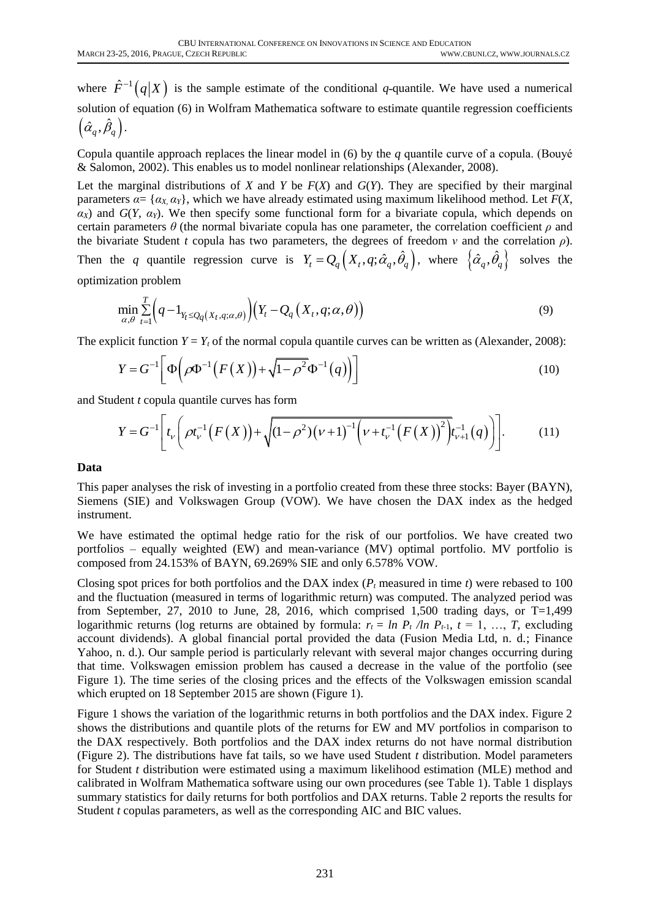where $\hat{F}^{-1}(q|X)$ is the sample estimate of the conditional $q$-quantile. We have used a numerical solution of equation (6) in Wolfram Mathematica software to estimate quantile regression coefficients $(\hat{\alpha}_q, \hat{\beta}_q)$.

Copula quantile approach replaces the linear model in (6) by the $q$ quantile curve of a copula. (Bouyé & Salomon, 2002). This enables us to model nonlinear relationships (Alexander, 2008).

Let the marginal distributions of $X$ and $Y$ be $F(X)$ and $G(Y)$. They are specified by their marginal parameters $\alpha = \{\alpha_X, \alpha_Y\}$, which we have already estimated using maximum likelihood method. Let $F(X, \alpha_X)$ and $G(Y, \alpha_Y)$. We then specify some functional form for a bivariate copula, which depends on certain parameters $\theta$ (the normal bivariate copula has one parameter, the correlation coefficient $\rho$ and the bivariate Student $t$ copula has two parameters, the degrees of freedom $\nu$ and the correlation $\rho$). Then the $q$ quantile regression curve is $Y_t = Q_q(X_t, q; \hat{\alpha}_q, \hat{\theta}_q)$, where $\{\hat{\alpha}_q, \hat{\theta}_q\}$ solves the optimization problem

$$\min_{\alpha,\theta} \sum_{t=1}^{T} \left( q - 1_{Y_t \le Q_q(X_t, q; \alpha, \theta)} \right) \left( Y_t - Q_q(X_t, q; \alpha, \theta) \right) \tag{9}$$

The explicit function $Y = Y_t$ of the normal copula quantile curves can be written as (Alexander, 2008):

$$Y = G^{-1}\left[ \Phi\left( \rho \Phi^{-1}(F(X)) + \sqrt{1-\rho^2}\,\Phi^{-1}(q) \right) \right] \tag{10}$$

and Student $t$ copula quantile curves has form

$$Y = G^{-1}\left[ t_\nu \left( \rho t_\nu^{-1}(F(X)) + \sqrt{(1-\rho^2)(\nu+1)^{-1}\left( \nu + t_\nu^{-1}(F(X))^2 \right)}\, t_{\nu+1}^{-1}(q) \right) \right]. \tag{11}$$

**Data**

This paper analyses the risk of investing in a portfolio created from these three stocks: Bayer (BAYN), Siemens (SIE) and Volkswagen Group (VOW). We have chosen the DAX index as the hedged instrument.

We have estimated the optimal hedge ratio for the risk of our portfolios. We have created two portfolios – equally weighted (EW) and mean-variance (MV) optimal portfolio. MV portfolio is composed from 24.153% of BAYN, 69.269% SIE and only 6.578% VOW.

Closing spot prices for both portfolios and the DAX index ($P_t$ measured in time $t$) were rebased to 100 and the fluctuation (measured in terms of logarithmic return) was computed. The analyzed period was from September, 27, 2010 to June, 28, 2016, which comprised 1,500 trading days, or T=1,499 logarithmic returns (log returns are obtained by formula: $r_t = ln\ P_t\ /ln\ P_{t-1}$, $t = 1, \ldots, T$, excluding account dividends). A global financial portal provided the data (Fusion Media Ltd, n. d.; Finance Yahoo, n. d.). Our sample period is particularly relevant with several major changes occurring during that time. Volkswagen emission problem has caused a decrease in the value of the portfolio (see Figure 1). The time series of the closing prices and the effects of the Volkswagen emission scandal which erupted on 18 September 2015 are shown (Figure 1).

Figure 1 shows the variation of the logarithmic returns in both portfolios and the DAX index. Figure 2 shows the distributions and quantile plots of the returns for EW and MV portfolios in comparison to the DAX respectively. Both portfolios and the DAX index returns do not have normal distribution (Figure 2). The distributions have fat tails, so we have used Student $t$ distribution. Model parameters for Student $t$ distribution were estimated using a maximum likelihood estimation (MLE) method and calibrated in Wolfram Mathematica software using our own procedures (see Table 1). Table 1 displays summary statistics for daily returns for both portfolios and DAX returns. Table 2 reports the results for Student $t$ copulas parameters, as well as the corresponding AIC and BIC values.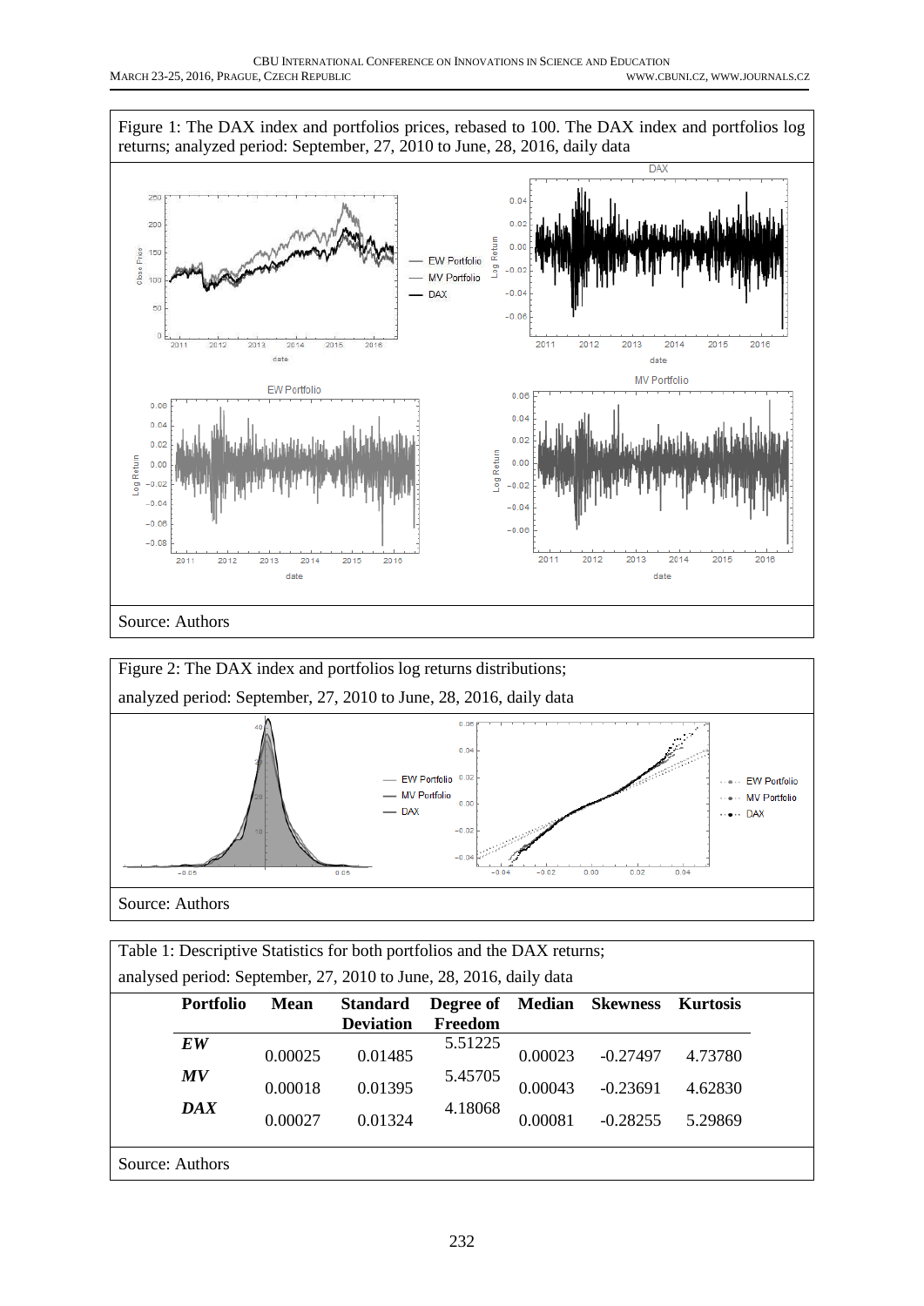Figure 1: The DAX index and portfolios prices, rebased to 100. The DAX index and portfolios log returns; analyzed period: September, 27, 2010 to June, 28, 2016, daily data

Source: Authors

Figure 2: The DAX index and portfolios log returns distributions; analyzed period: September, 27, 2010 to June, 28, 2016, daily data

Source: Authors

Table 1: Descriptive Statistics for both portfolios and the DAX returns; analysed period: September, 27, 2010 to June, 28, 2016, daily data

| Portfolio | Mean | Standard Deviation | Degree of Freedom | Median | Skewness | Kurtosis |
|---|---|---|---|---|---|---|
| ***EW*** | 0.00025 | 0.01485 | 5.51225 | 0.00023 | -0.27497 | 4.73780 |
| ***MV*** | 0.00018 | 0.01395 | 5.45705 | 0.00043 | -0.23691 | 4.62830 |
| ***DAX*** | 0.00027 | 0.01324 | 4.18068 | 0.00081 | -0.28255 | 5.29869 |

Source: Authors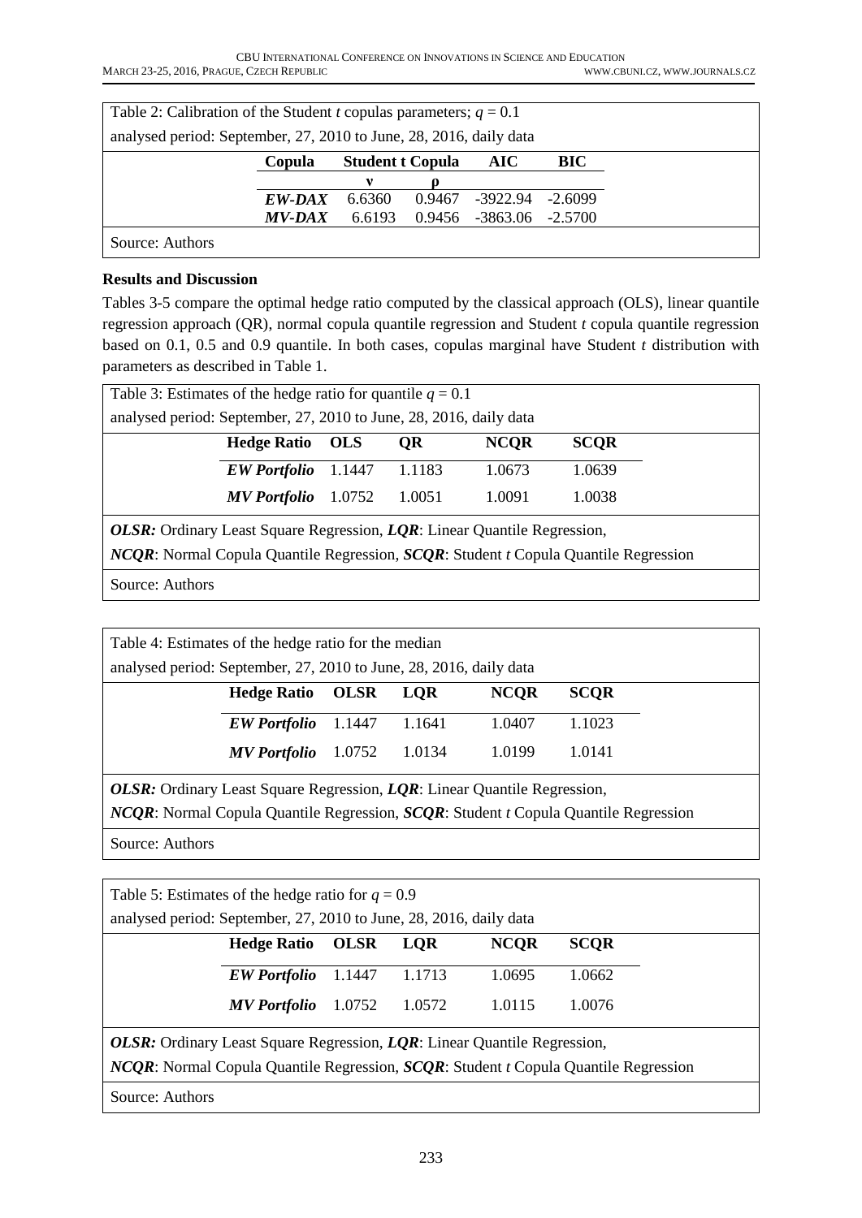Table 2: Calibration of the Student *t* copulas parameters; $q = 0.1$

analysed period: September, 27, 2010 to June, 28, 2016, daily data

| Copula | Student t Copula | | AIC | BIC |
|---|---|---|---|---|
| | $\nu$ | $\rho$ | | |
| ***EW-DAX*** | 6.6360 | 0.9467 | -3922.94 | -2.6099 |
| ***MV-DAX*** | 6.6193 | 0.9456 | -3863.06 | -2.5700 |

Source: Authors

**Results and Discussion**

Tables 3-5 compare the optimal hedge ratio computed by the classical approach (OLS), linear quantile regression approach (QR), normal copula quantile regression and Student *t* copula quantile regression based on 0.1, 0.5 and 0.9 quantile. In both cases, copulas marginal have Student *t* distribution with parameters as described in Table 1.

Table 3: Estimates of the hedge ratio for quantile $q = 0.1$

analysed period: September, 27, 2010 to June, 28, 2016, daily data

| Hedge Ratio | OLS | QR | NCQR | SCQR |
|---|---|---|---|---|
| ***EW Portfolio*** | 1.1447 | 1.1183 | 1.0673 | 1.0639 |
| ***MV Portfolio*** | 1.0752 | 1.0051 | 1.0091 | 1.0038 |

***OLSR:*** Ordinary Least Square Regression, ***LQR***: Linear Quantile Regression,
***NCQR***: Normal Copula Quantile Regression, ***SCQR***: Student *t* Copula Quantile Regression

Source: Authors

Table 4: Estimates of the hedge ratio for the median

analysed period: September, 27, 2010 to June, 28, 2016, daily data

| Hedge Ratio | OLSR | LQR | NCQR | SCQR |
|---|---|---|---|---|
| ***EW Portfolio*** | 1.1447 | 1.1641 | 1.0407 | 1.1023 |
| ***MV Portfolio*** | 1.0752 | 1.0134 | 1.0199 | 1.0141 |

***OLSR:*** Ordinary Least Square Regression, ***LQR***: Linear Quantile Regression,
***NCQR***: Normal Copula Quantile Regression, ***SCQR***: Student *t* Copula Quantile Regression

Source: Authors

Table 5: Estimates of the hedge ratio for $q = 0.9$

analysed period: September, 27, 2010 to June, 28, 2016, daily data

| Hedge Ratio | OLSR | LQR | NCQR | SCQR |
|---|---|---|---|---|
| ***EW Portfolio*** | 1.1447 | 1.1713 | 1.0695 | 1.0662 |
| ***MV Portfolio*** | 1.0752 | 1.0572 | 1.0115 | 1.0076 |

***OLSR:*** Ordinary Least Square Regression, ***LQR***: Linear Quantile Regression,
***NCQR***: Normal Copula Quantile Regression, ***SCQR***: Student *t* Copula Quantile Regression

Source: Authors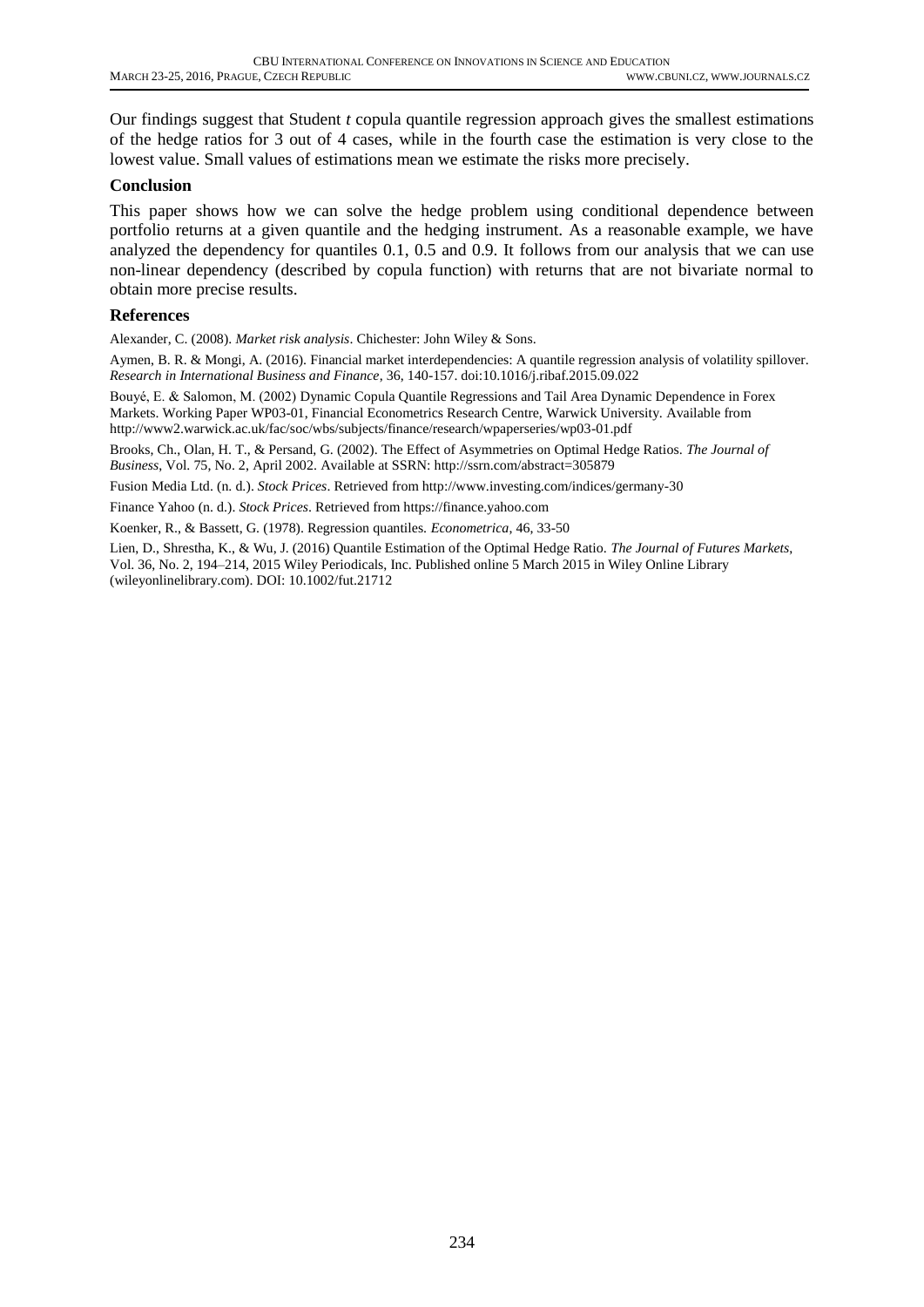Our findings suggest that Student *t* copula quantile regression approach gives the smallest estimations of the hedge ratios for 3 out of 4 cases, while in the fourth case the estimation is very close to the lowest value. Small values of estimations mean we estimate the risks more precisely.

## Conclusion

This paper shows how we can solve the hedge problem using conditional dependence between portfolio returns at a given quantile and the hedging instrument. As a reasonable example, we have analyzed the dependency for quantiles 0.1, 0.5 and 0.9. It follows from our analysis that we can use non-linear dependency (described by copula function) with returns that are not bivariate normal to obtain more precise results.

## References

Alexander, C. (2008). *Market risk analysis*. Chichester: John Wiley & Sons.

Aymen, B. R. & Mongi, A. (2016). Financial market interdependencies: A quantile regression analysis of volatility spillover. *Research in International Business and Finance*, 36, 140-157. doi:10.1016/j.ribaf.2015.09.022

Bouyé, E. & Salomon, M. (2002) Dynamic Copula Quantile Regressions and Tail Area Dynamic Dependence in Forex Markets. Working Paper WP03-01, Financial Econometrics Research Centre, Warwick University. Available from http://www2.warwick.ac.uk/fac/soc/wbs/subjects/finance/research/wpaperseries/wp03-01.pdf

Brooks, Ch., Olan, H. T., & Persand, G. (2002). The Effect of Asymmetries on Optimal Hedge Ratios. *The Journal of Business*, Vol. 75, No. 2, April 2002. Available at SSRN: http://ssrn.com/abstract=305879

Fusion Media Ltd. (n. d.). *Stock Prices*. Retrieved from http://www.investing.com/indices/germany-30

Finance Yahoo (n. d.). *Stock Prices*. Retrieved from https://finance.yahoo.com

Koenker, R., & Bassett, G. (1978). Regression quantiles. *Econometrica*, 46, 33-50

Lien, D., Shrestha, K., & Wu, J. (2016) Quantile Estimation of the Optimal Hedge Ratio. *The Journal of Futures Markets*, Vol. 36, No. 2, 194–214, 2015 Wiley Periodicals, Inc. Published online 5 March 2015 in Wiley Online Library (wileyonlinelibrary.com). DOI: 10.1002/fut.21712